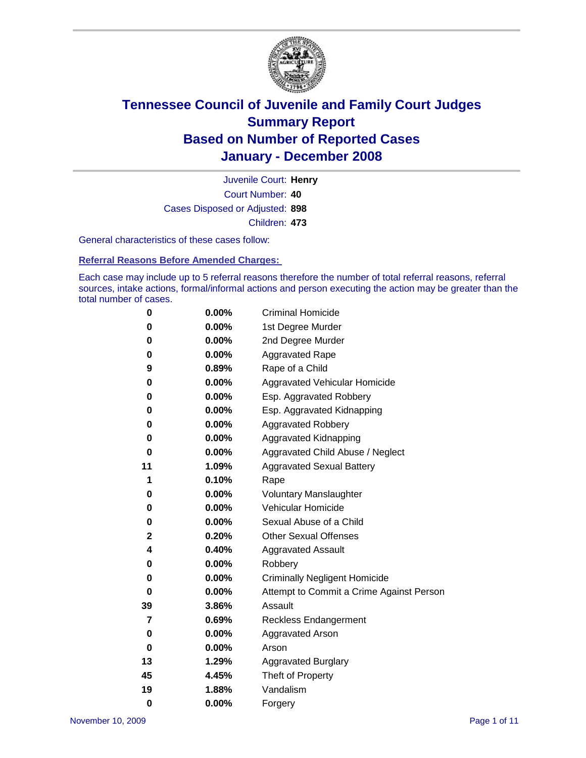# Tennessee Council of Juvenile and Family Court Judges
## Summary Report
## Based on Number of Reported Cases
## January - December 2008

Juvenile Court: **Henry**
Court Number: **40**
Cases Disposed or Adjusted: **898**
Children: **473**

General characteristics of these cases follow:

**Referral Reasons Before Amended Charges:**

Each case may include up to 5 referral reasons therefore the number of total referral reasons, referral sources, intake actions, formal/informal actions and person executing the action may be greater than the total number of cases.

| | | |
|---|---|---|
| 0 | 0.00% | Criminal Homicide |
| 0 | 0.00% | 1st Degree Murder |
| 0 | 0.00% | 2nd Degree Murder |
| 0 | 0.00% | Aggravated Rape |
| 9 | 0.89% | Rape of a Child |
| 0 | 0.00% | Aggravated Vehicular Homicide |
| 0 | 0.00% | Esp. Aggravated Robbery |
| 0 | 0.00% | Esp. Aggravated Kidnapping |
| 0 | 0.00% | Aggravated Robbery |
| 0 | 0.00% | Aggravated Kidnapping |
| 0 | 0.00% | Aggravated Child Abuse / Neglect |
| 11 | 1.09% | Aggravated Sexual Battery |
| 1 | 0.10% | Rape |
| 0 | 0.00% | Voluntary Manslaughter |
| 0 | 0.00% | Vehicular Homicide |
| 0 | 0.00% | Sexual Abuse of a Child |
| 2 | 0.20% | Other Sexual Offenses |
| 4 | 0.40% | Aggravated Assault |
| 0 | 0.00% | Robbery |
| 0 | 0.00% | Criminally Negligent Homicide |
| 0 | 0.00% | Attempt to Commit a Crime Against Person |
| 39 | 3.86% | Assault |
| 7 | 0.69% | Reckless Endangerment |
| 0 | 0.00% | Aggravated Arson |
| 0 | 0.00% | Arson |
| 13 | 1.29% | Aggravated Burglary |
| 45 | 4.45% | Theft of Property |
| 19 | 1.88% | Vandalism |
| 0 | 0.00% | Forgery |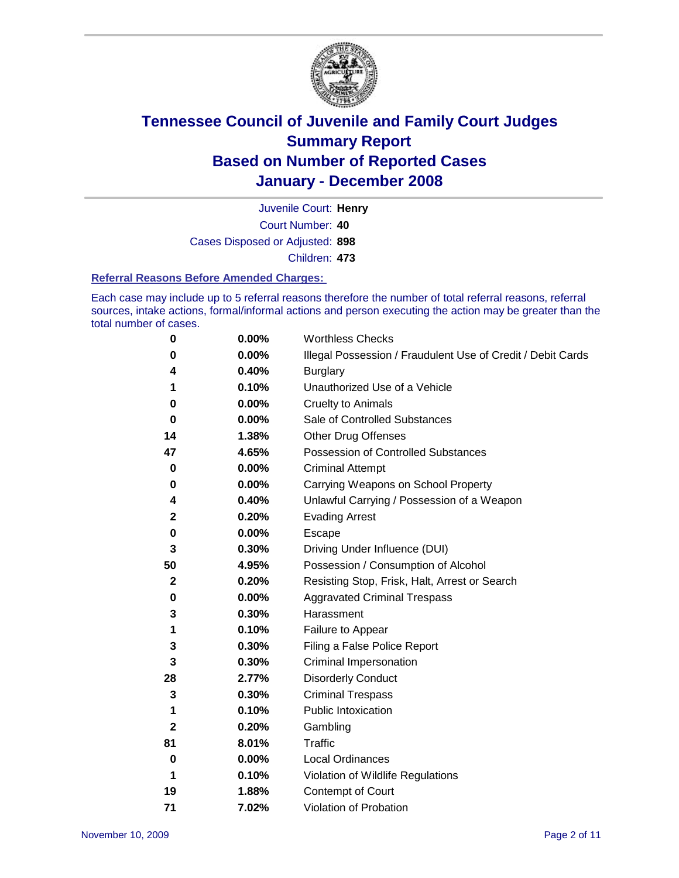# Tennessee Council of Juvenile and Family Court Judges
# Summary Report
# Based on Number of Reported Cases
# January - December 2008

Juvenile Court: **Henry**

Court Number: **40**

Cases Disposed or Adjusted: **898**

Children: **473**

### Referral Reasons Before Amended Charges:

Each case may include up to 5 referral reasons therefore the number of total referral reasons, referral sources, intake actions, formal/informal actions and person executing the action may be greater than the total number of cases.

| Count | Percent | Referral Reason |
|---|---|---|
| 0 | 0.00% | Worthless Checks |
| 0 | 0.00% | Illegal Possession / Fraudulent Use of Credit / Debit Cards |
| 4 | 0.40% | Burglary |
| 1 | 0.10% | Unauthorized Use of a Vehicle |
| 0 | 0.00% | Cruelty to Animals |
| 0 | 0.00% | Sale of Controlled Substances |
| 14 | 1.38% | Other Drug Offenses |
| 47 | 4.65% | Possession of Controlled Substances |
| 0 | 0.00% | Criminal Attempt |
| 0 | 0.00% | Carrying Weapons on School Property |
| 4 | 0.40% | Unlawful Carrying / Possession of a Weapon |
| 2 | 0.20% | Evading Arrest |
| 0 | 0.00% | Escape |
| 3 | 0.30% | Driving Under Influence (DUI) |
| 50 | 4.95% | Possession / Consumption of Alcohol |
| 2 | 0.20% | Resisting Stop, Frisk, Halt, Arrest or Search |
| 0 | 0.00% | Aggravated Criminal Trespass |
| 3 | 0.30% | Harassment |
| 1 | 0.10% | Failure to Appear |
| 3 | 0.30% | Filing a False Police Report |
| 3 | 0.30% | Criminal Impersonation |
| 28 | 2.77% | Disorderly Conduct |
| 3 | 0.30% | Criminal Trespass |
| 1 | 0.10% | Public Intoxication |
| 2 | 0.20% | Gambling |
| 81 | 8.01% | Traffic |
| 0 | 0.00% | Local Ordinances |
| 1 | 0.10% | Violation of Wildlife Regulations |
| 19 | 1.88% | Contempt of Court |
| 71 | 7.02% | Violation of Probation |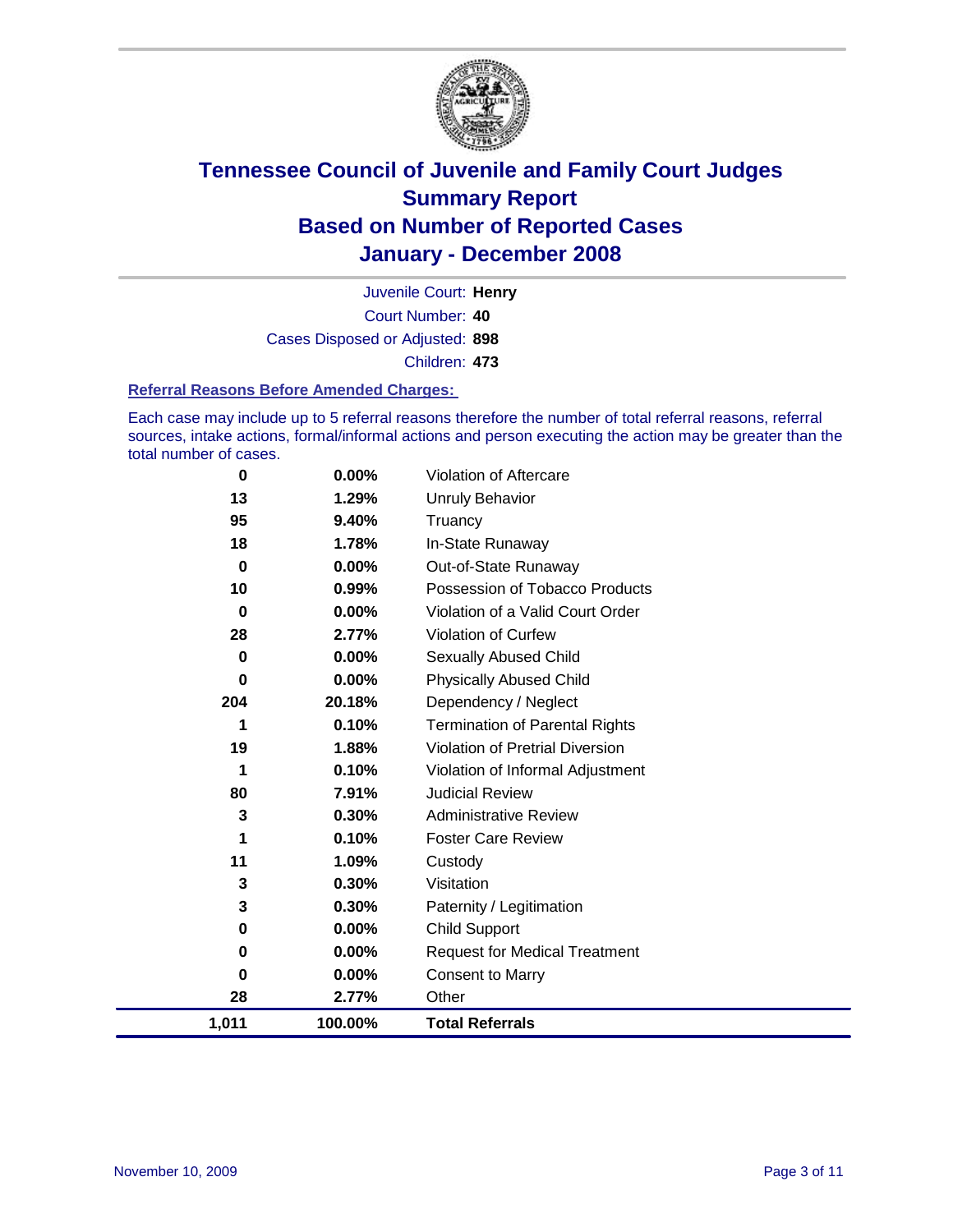# Tennessee Council of Juvenile and Family Court Judges
## Summary Report
## Based on Number of Reported Cases
## January - December 2008

Juvenile Court: **Henry**

Court Number: **40**

Cases Disposed or Adjusted: **898**

Children: **473**

### Referral Reasons Before Amended Charges:

Each case may include up to 5 referral reasons therefore the number of total referral reasons, referral sources, intake actions, formal/informal actions and person executing the action may be greater than the total number of cases.

| Count | Percent | Referral Reason |
|---|---|---|
| 0 | 0.00% | Violation of Aftercare |
| 13 | 1.29% | Unruly Behavior |
| 95 | 9.40% | Truancy |
| 18 | 1.78% | In-State Runaway |
| 0 | 0.00% | Out-of-State Runaway |
| 10 | 0.99% | Possession of Tobacco Products |
| 0 | 0.00% | Violation of a Valid Court Order |
| 28 | 2.77% | Violation of Curfew |
| 0 | 0.00% | Sexually Abused Child |
| 0 | 0.00% | Physically Abused Child |
| 204 | 20.18% | Dependency / Neglect |
| 1 | 0.10% | Termination of Parental Rights |
| 19 | 1.88% | Violation of Pretrial Diversion |
| 1 | 0.10% | Violation of Informal Adjustment |
| 80 | 7.91% | Judicial Review |
| 3 | 0.30% | Administrative Review |
| 1 | 0.10% | Foster Care Review |
| 11 | 1.09% | Custody |
| 3 | 0.30% | Visitation |
| 3 | 0.30% | Paternity / Legitimation |
| 0 | 0.00% | Child Support |
| 0 | 0.00% | Request for Medical Treatment |
| 0 | 0.00% | Consent to Marry |
| 28 | 2.77% | Other |
| **1,011** | **100.00%** | **Total Referrals** |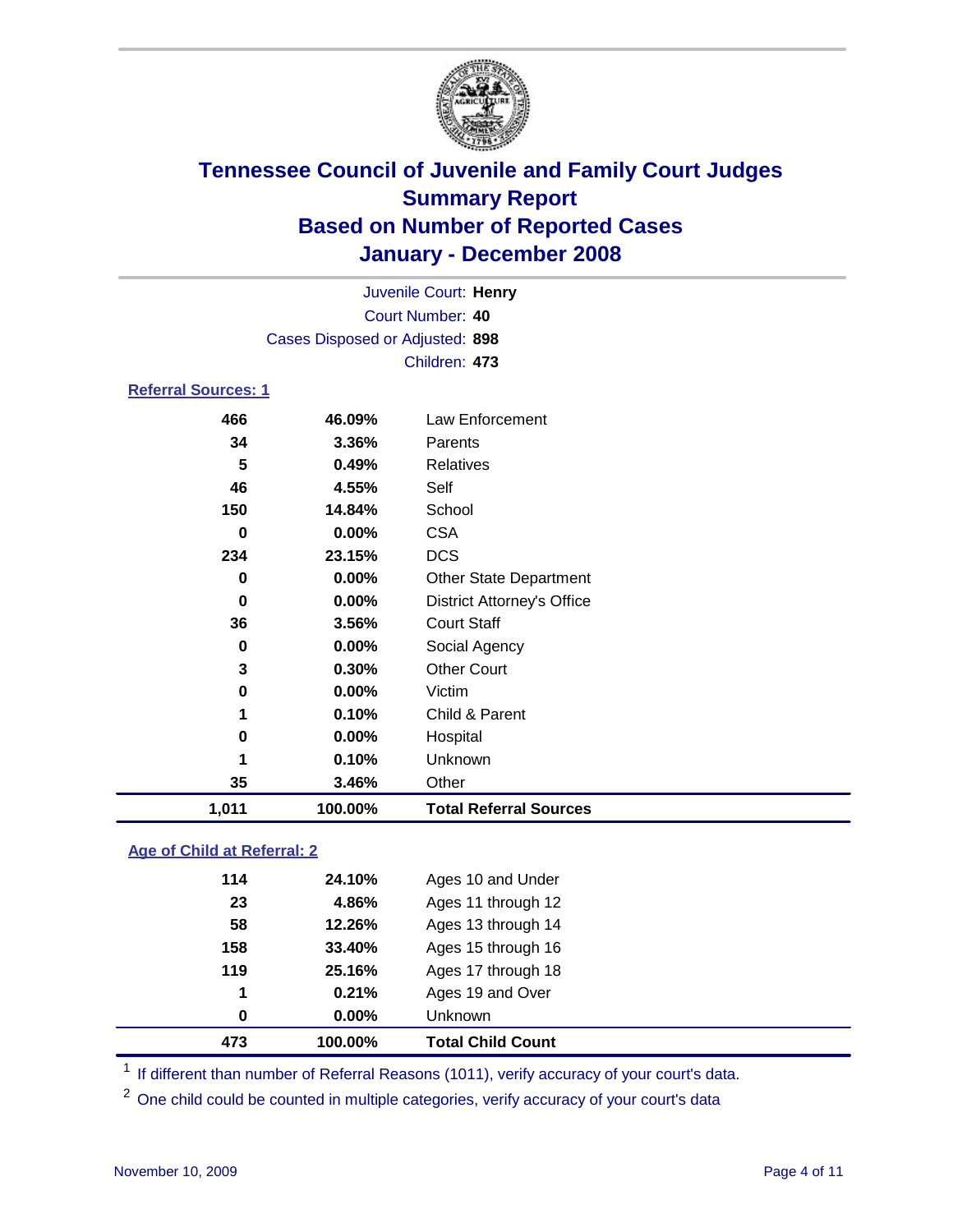# Tennessee Council of Juvenile and Family Court Judges
## Summary Report
## Based on Number of Reported Cases
## January - December 2008

Juvenile Court: **Henry**
Court Number: **40**
Cases Disposed or Adjusted: **898**
Children: **473**

### Referral Sources: 1

| Count | Percent | Source |
|---|---|---|
| 466 | 46.09% | Law Enforcement |
| 34 | 3.36% | Parents |
| 5 | 0.49% | Relatives |
| 46 | 4.55% | Self |
| 150 | 14.84% | School |
| 0 | 0.00% | CSA |
| 234 | 23.15% | DCS |
| 0 | 0.00% | Other State Department |
| 0 | 0.00% | District Attorney's Office |
| 36 | 3.56% | Court Staff |
| 0 | 0.00% | Social Agency |
| 3 | 0.30% | Other Court |
| 0 | 0.00% | Victim |
| 1 | 0.10% | Child & Parent |
| 0 | 0.00% | Hospital |
| 1 | 0.10% | Unknown |
| 35 | 3.46% | Other |
| **1,011** | **100.00%** | **Total Referral Sources** |

### Age of Child at Referral: 2

| Count | Percent | Age |
|---|---|---|
| 114 | 24.10% | Ages 10 and Under |
| 23 | 4.86% | Ages 11 through 12 |
| 58 | 12.26% | Ages 13 through 14 |
| 158 | 33.40% | Ages 15 through 16 |
| 119 | 25.16% | Ages 17 through 18 |
| 1 | 0.21% | Ages 19 and Over |
| 0 | 0.00% | Unknown |
| **473** | **100.00%** | **Total Child Count** |

[1] If different than number of Referral Reasons (1011), verify accuracy of your court's data.

[2] One child could be counted in multiple categories, verify accuracy of your court's data

November 10, 2009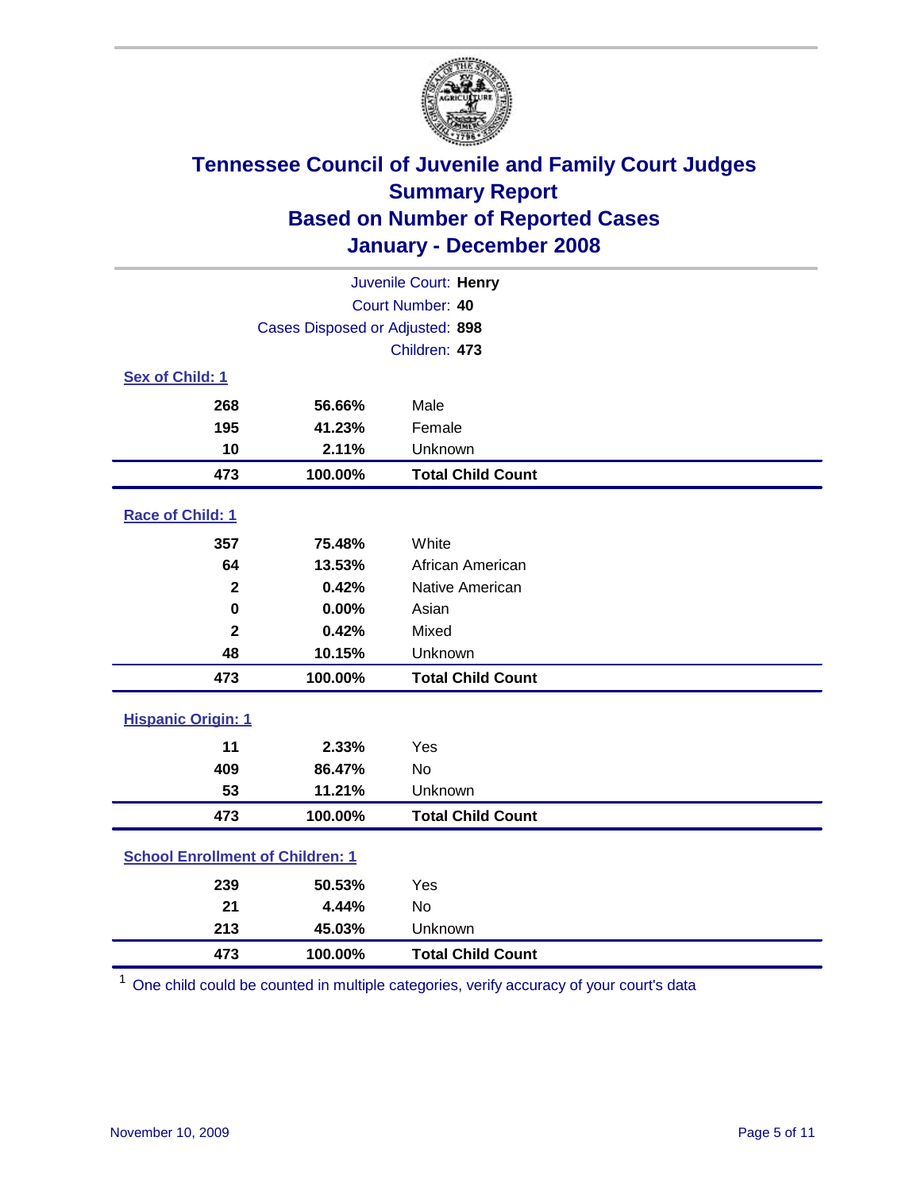# Tennessee Council of Juvenile and Family Court Judges
## Summary Report
## Based on Number of Reported Cases
## January - December 2008

Juvenile Court: **Henry**
Court Number: **40**
Cases Disposed or Adjusted: **898**
Children: **473**

### Sex of Child: 1

| | | |
|---|---|---|
| **268** | **56.66%** | Male |
| **195** | **41.23%** | Female |
| **10** | **2.11%** | Unknown |
| **473** | **100.00%** | **Total Child Count** |

### Race of Child: 1

| | | |
|---|---|---|
| **357** | **75.48%** | White |
| **64** | **13.53%** | African American |
| **2** | **0.42%** | Native American |
| **0** | **0.00%** | Asian |
| **2** | **0.42%** | Mixed |
| **48** | **10.15%** | Unknown |
| **473** | **100.00%** | **Total Child Count** |

### Hispanic Origin: 1

| | | |
|---|---|---|
| **11** | **2.33%** | Yes |
| **409** | **86.47%** | No |
| **53** | **11.21%** | Unknown |
| **473** | **100.00%** | **Total Child Count** |

### School Enrollment of Children: 1

| | | |
|---|---|---|
| **239** | **50.53%** | Yes |
| **21** | **4.44%** | No |
| **213** | **45.03%** | Unknown |
| **473** | **100.00%** | **Total Child Count** |

[1] One child could be counted in multiple categories, verify accuracy of your court's data

November 10, 2009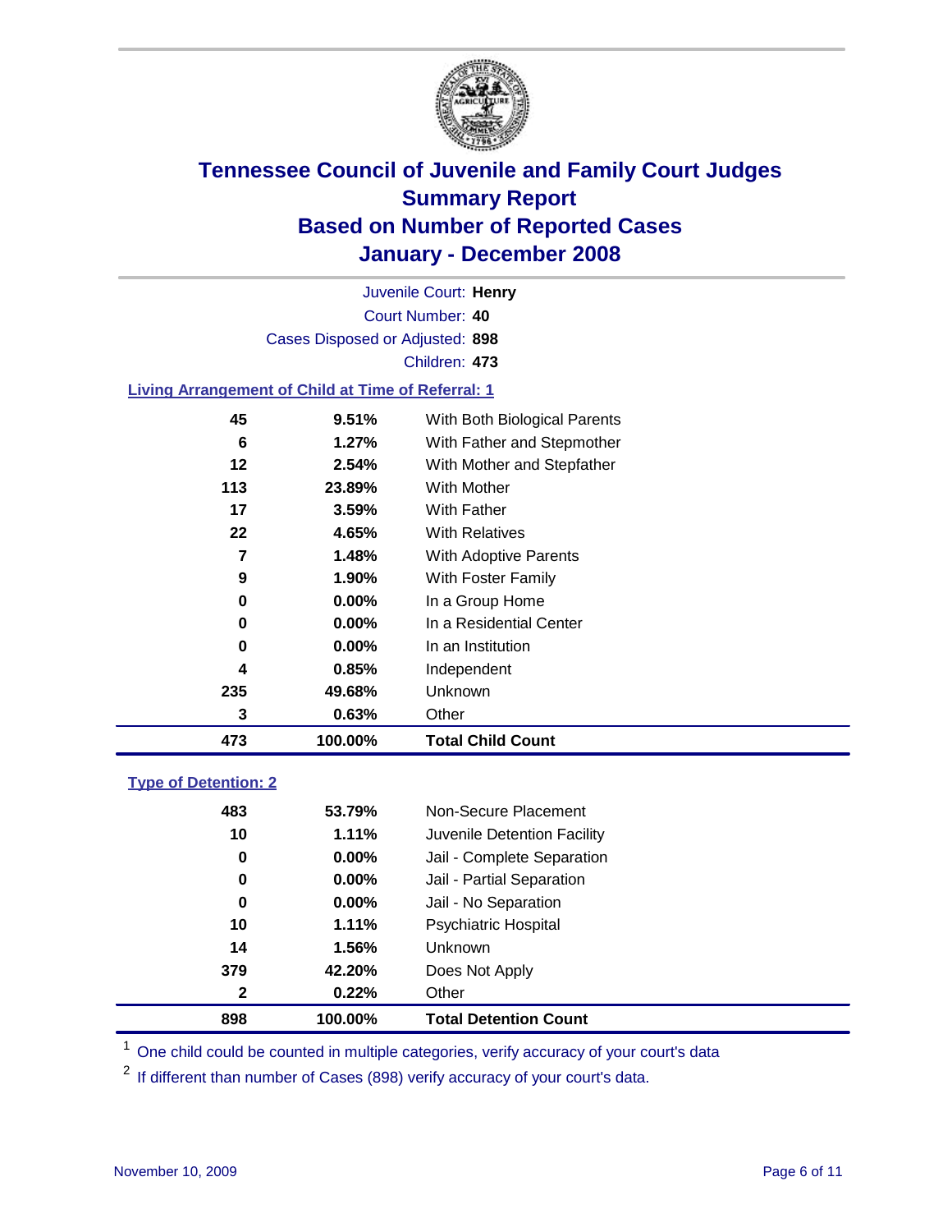# Tennessee Council of Juvenile and Family Court Judges
## Summary Report
## Based on Number of Reported Cases
## January - December 2008

Juvenile Court: **Henry**
Court Number: **40**
Cases Disposed or Adjusted: **898**
Children: **473**

### Living Arrangement of Child at Time of Referral: 1

| | | |
|---|---|---|
| 45 | 9.51% | With Both Biological Parents |
| 6 | 1.27% | With Father and Stepmother |
| 12 | 2.54% | With Mother and Stepfather |
| 113 | 23.89% | With Mother |
| 17 | 3.59% | With Father |
| 22 | 4.65% | With Relatives |
| 7 | 1.48% | With Adoptive Parents |
| 9 | 1.90% | With Foster Family |
| 0 | 0.00% | In a Group Home |
| 0 | 0.00% | In a Residential Center |
| 0 | 0.00% | In an Institution |
| 4 | 0.85% | Independent |
| 235 | 49.68% | Unknown |
| 3 | 0.63% | Other |
| **473** | **100.00%** | **Total Child Count** |

### Type of Detention: 2

| | | |
|---|---|---|
| 483 | 53.79% | Non-Secure Placement |
| 10 | 1.11% | Juvenile Detention Facility |
| 0 | 0.00% | Jail - Complete Separation |
| 0 | 0.00% | Jail - Partial Separation |
| 0 | 0.00% | Jail - No Separation |
| 10 | 1.11% | Psychiatric Hospital |
| 14 | 1.56% | Unknown |
| 379 | 42.20% | Does Not Apply |
| 2 | 0.22% | Other |
| **898** | **100.00%** | **Total Detention Count** |

[1] One child could be counted in multiple categories, verify accuracy of your court's data

[2] If different than number of Cases (898) verify accuracy of your court's data.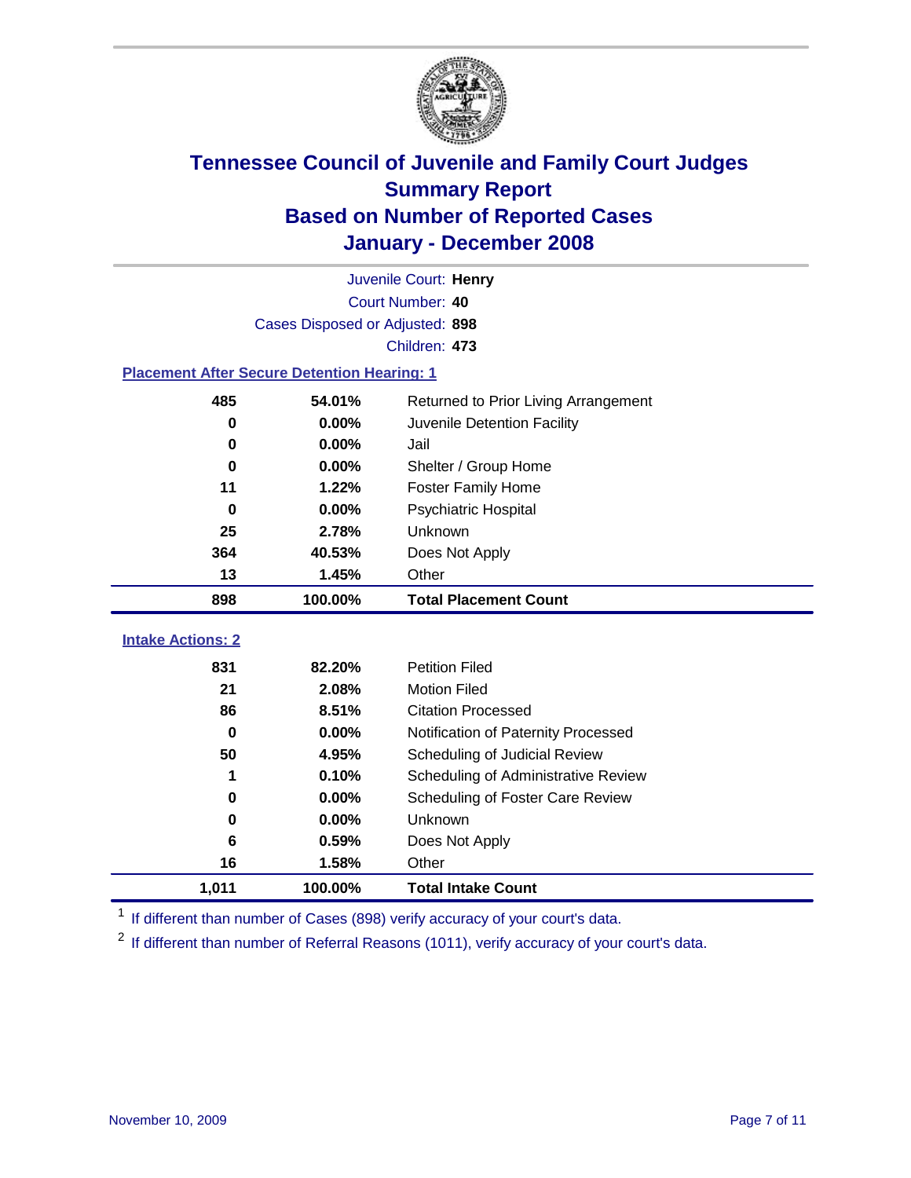# Tennessee Council of Juvenile and Family Court Judges
## Summary Report
## Based on Number of Reported Cases
## January - December 2008

Juvenile Court: **Henry**
Court Number: **40**
Cases Disposed or Adjusted: **898**
Children: **473**

### Placement After Secure Detention Hearing: 1

| Count | Percent | Placement |
|---|---|---|
| 485 | 54.01% | Returned to Prior Living Arrangement |
| 0 | 0.00% | Juvenile Detention Facility |
| 0 | 0.00% | Jail |
| 0 | 0.00% | Shelter / Group Home |
| 11 | 1.22% | Foster Family Home |
| 0 | 0.00% | Psychiatric Hospital |
| 25 | 2.78% | Unknown |
| 364 | 40.53% | Does Not Apply |
| 13 | 1.45% | Other |
| **898** | **100.00%** | **Total Placement Count** |

### Intake Actions: 2

| Count | Percent | Intake Action |
|---|---|---|
| 831 | 82.20% | Petition Filed |
| 21 | 2.08% | Motion Filed |
| 86 | 8.51% | Citation Processed |
| 0 | 0.00% | Notification of Paternity Processed |
| 50 | 4.95% | Scheduling of Judicial Review |
| 1 | 0.10% | Scheduling of Administrative Review |
| 0 | 0.00% | Scheduling of Foster Care Review |
| 0 | 0.00% | Unknown |
| 6 | 0.59% | Does Not Apply |
| 16 | 1.58% | Other |
| **1,011** | **100.00%** | **Total Intake Count** |

[1] If different than number of Cases (898) verify accuracy of your court's data.

[2] If different than number of Referral Reasons (1011), verify accuracy of your court's data.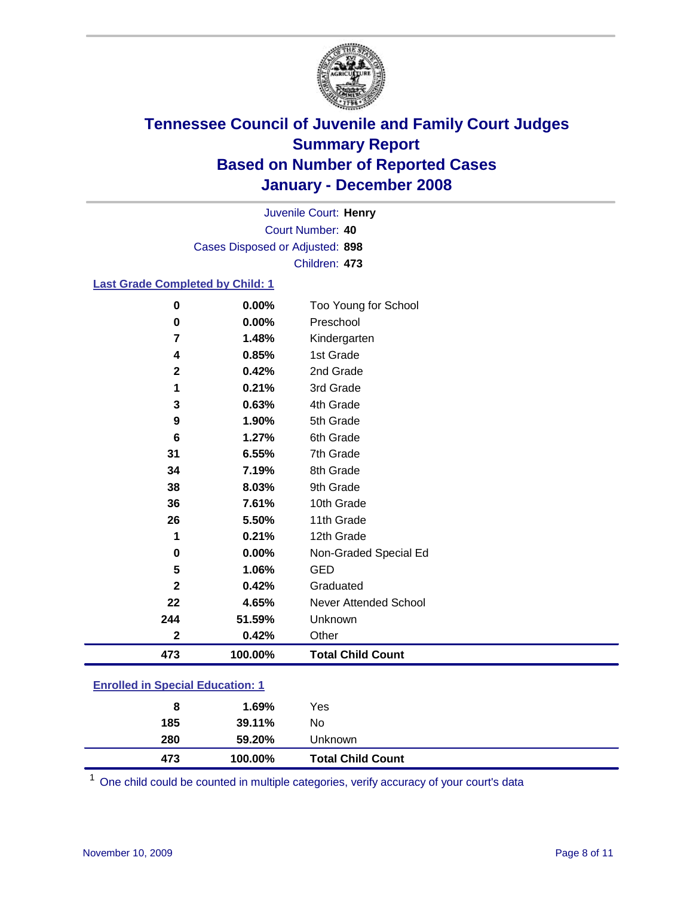# Tennessee Council of Juvenile and Family Court Judges
## Summary Report
## Based on Number of Reported Cases
## January - December 2008

Juvenile Court: **Henry**
Court Number: **40**
Cases Disposed or Adjusted: **898**
Children: **473**

### Last Grade Completed by Child: 1

| Count | Percent | Category |
|---|---|---|
| 0 | 0.00% | Too Young for School |
| 0 | 0.00% | Preschool |
| 7 | 1.48% | Kindergarten |
| 4 | 0.85% | 1st Grade |
| 2 | 0.42% | 2nd Grade |
| 1 | 0.21% | 3rd Grade |
| 3 | 0.63% | 4th Grade |
| 9 | 1.90% | 5th Grade |
| 6 | 1.27% | 6th Grade |
| 31 | 6.55% | 7th Grade |
| 34 | 7.19% | 8th Grade |
| 38 | 8.03% | 9th Grade |
| 36 | 7.61% | 10th Grade |
| 26 | 5.50% | 11th Grade |
| 1 | 0.21% | 12th Grade |
| 0 | 0.00% | Non-Graded Special Ed |
| 5 | 1.06% | GED |
| 2 | 0.42% | Graduated |
| 22 | 4.65% | Never Attended School |
| 244 | 51.59% | Unknown |
| 2 | 0.42% | Other |
| **473** | **100.00%** | **Total Child Count** |

### Enrolled in Special Education: 1

| Count | Percent | Category |
|---|---|---|
| 8 | 1.69% | Yes |
| 185 | 39.11% | No |
| 280 | 59.20% | Unknown |
| **473** | **100.00%** | **Total Child Count** |

[1] One child could be counted in multiple categories, verify accuracy of your court's data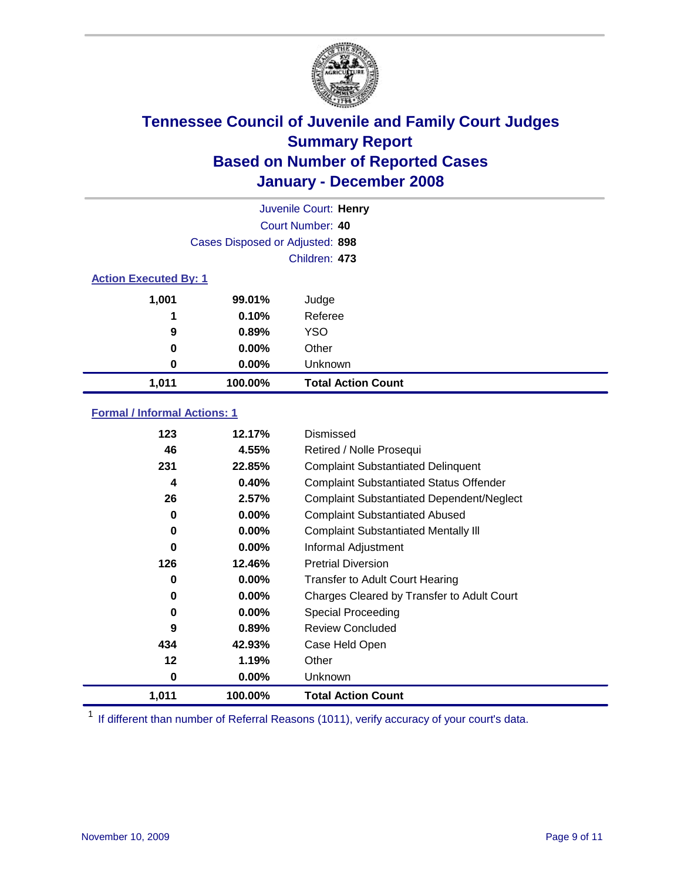# Tennessee Council of Juvenile and Family Court Judges
## Summary Report
## Based on Number of Reported Cases
## January - December 2008

Juvenile Court: **Henry**
Court Number: **40**
Cases Disposed or Adjusted: **898**
Children: **473**

### Action Executed By: 1

| | | |
|---|---|---|
| 1,001 | 99.01% | Judge |
| 1 | 0.10% | Referee |
| 9 | 0.89% | YSO |
| 0 | 0.00% | Other |
| 0 | 0.00% | Unknown |
| **1,011** | **100.00%** | **Total Action Count** |

### Formal / Informal Actions: 1

| | | |
|---|---|---|
| 123 | 12.17% | Dismissed |
| 46 | 4.55% | Retired / Nolle Prosequi |
| 231 | 22.85% | Complaint Substantiated Delinquent |
| 4 | 0.40% | Complaint Substantiated Status Offender |
| 26 | 2.57% | Complaint Substantiated Dependent/Neglect |
| 0 | 0.00% | Complaint Substantiated Abused |
| 0 | 0.00% | Complaint Substantiated Mentally Ill |
| 0 | 0.00% | Informal Adjustment |
| 126 | 12.46% | Pretrial Diversion |
| 0 | 0.00% | Transfer to Adult Court Hearing |
| 0 | 0.00% | Charges Cleared by Transfer to Adult Court |
| 0 | 0.00% | Special Proceeding |
| 9 | 0.89% | Review Concluded |
| 434 | 42.93% | Case Held Open |
| 12 | 1.19% | Other |
| 0 | 0.00% | Unknown |
| **1,011** | **100.00%** | **Total Action Count** |

[1] If different than number of Referral Reasons (1011), verify accuracy of your court's data.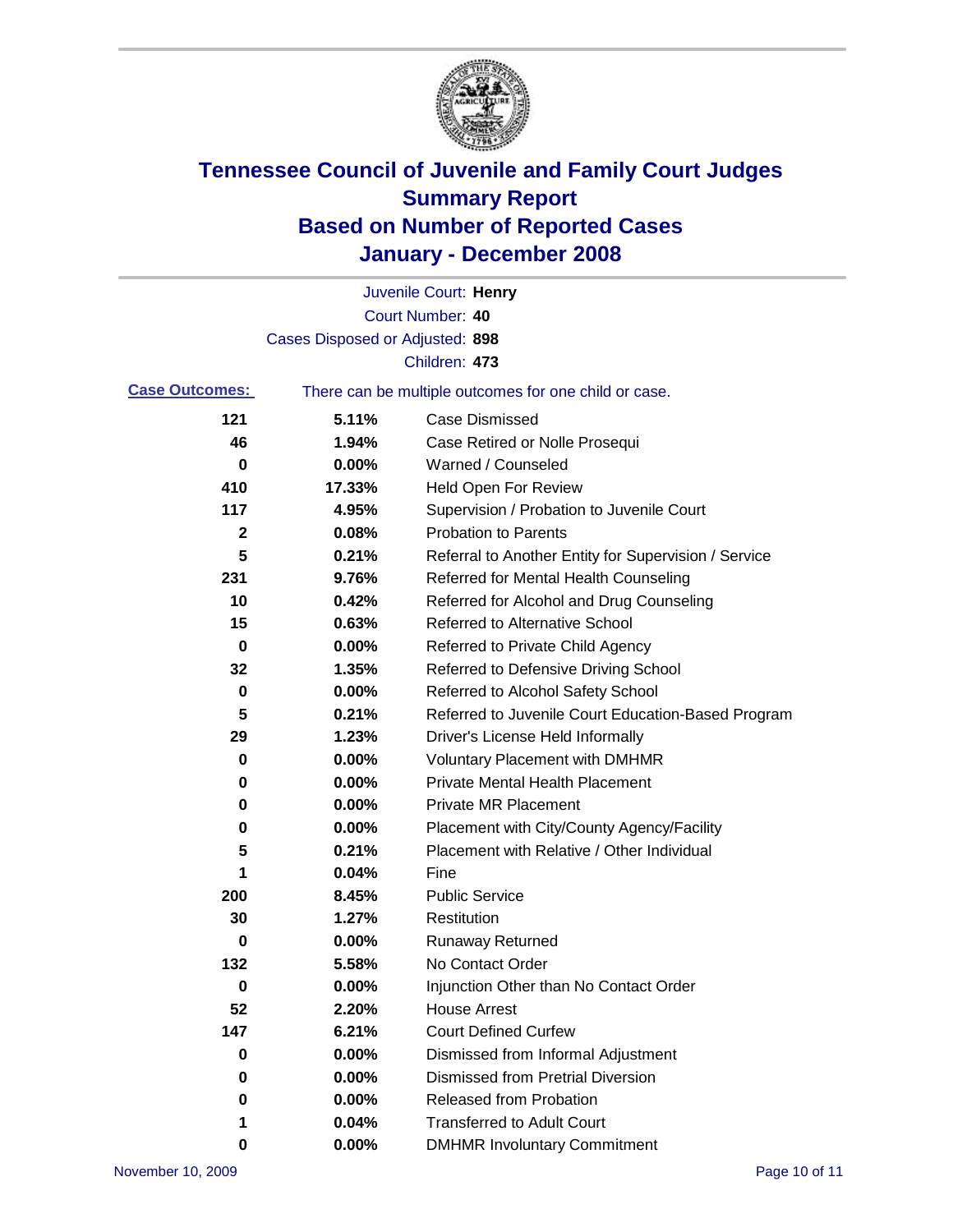# Tennessee Council of Juvenile and Family Court Judges
# Summary Report
# Based on Number of Reported Cases
# January - December 2008

Juvenile Court: **Henry**

Court Number: **40**

Cases Disposed or Adjusted: **898**

Children: **473**

**Case Outcomes:** There can be multiple outcomes for one child or case.

| Count | Percent | Outcome |
|---|---|---|
| 121 | 5.11% | Case Dismissed |
| 46 | 1.94% | Case Retired or Nolle Prosequi |
| 0 | 0.00% | Warned / Counseled |
| 410 | 17.33% | Held Open For Review |
| 117 | 4.95% | Supervision / Probation to Juvenile Court |
| 2 | 0.08% | Probation to Parents |
| 5 | 0.21% | Referral to Another Entity for Supervision / Service |
| 231 | 9.76% | Referred for Mental Health Counseling |
| 10 | 0.42% | Referred for Alcohol and Drug Counseling |
| 15 | 0.63% | Referred to Alternative School |
| 0 | 0.00% | Referred to Private Child Agency |
| 32 | 1.35% | Referred to Defensive Driving School |
| 0 | 0.00% | Referred to Alcohol Safety School |
| 5 | 0.21% | Referred to Juvenile Court Education-Based Program |
| 29 | 1.23% | Driver's License Held Informally |
| 0 | 0.00% | Voluntary Placement with DMHMR |
| 0 | 0.00% | Private Mental Health Placement |
| 0 | 0.00% | Private MR Placement |
| 0 | 0.00% | Placement with City/County Agency/Facility |
| 5 | 0.21% | Placement with Relative / Other Individual |
| 1 | 0.04% | Fine |
| 200 | 8.45% | Public Service |
| 30 | 1.27% | Restitution |
| 0 | 0.00% | Runaway Returned |
| 132 | 5.58% | No Contact Order |
| 0 | 0.00% | Injunction Other than No Contact Order |
| 52 | 2.20% | House Arrest |
| 147 | 6.21% | Court Defined Curfew |
| 0 | 0.00% | Dismissed from Informal Adjustment |
| 0 | 0.00% | Dismissed from Pretrial Diversion |
| 0 | 0.00% | Released from Probation |
| 1 | 0.04% | Transferred to Adult Court |
| 0 | 0.00% | DMHMR Involuntary Commitment |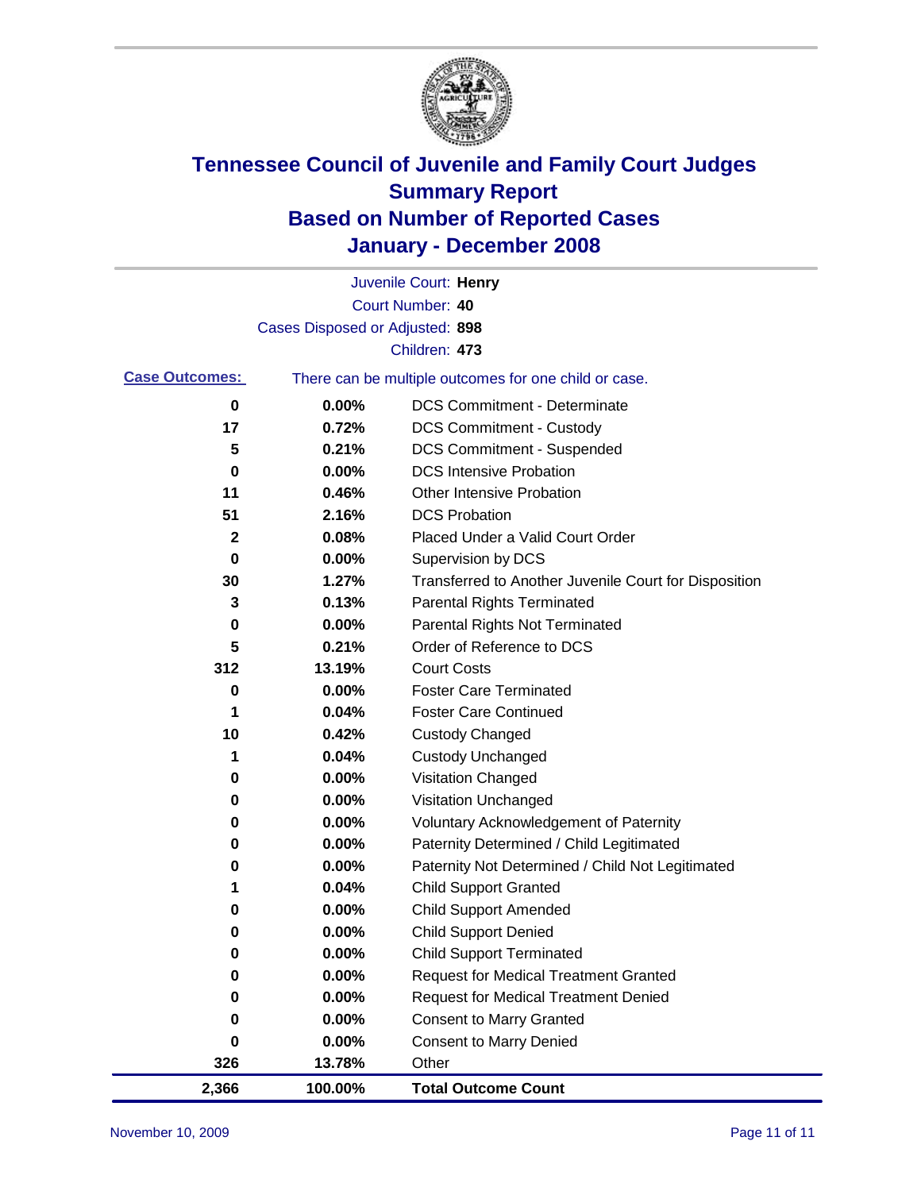# Tennessee Council of Juvenile and Family Court Judges
## Summary Report
## Based on Number of Reported Cases
## January - December 2008

Juvenile Court: **Henry**
Court Number: **40**
Cases Disposed or Adjusted: **898**
Children: **473**

**Case Outcomes:** There can be multiple outcomes for one child or case.

| | | |
|---|---|---|
| 0 | 0.00% | DCS Commitment - Determinate |
| 17 | 0.72% | DCS Commitment - Custody |
| 5 | 0.21% | DCS Commitment - Suspended |
| 0 | 0.00% | DCS Intensive Probation |
| 11 | 0.46% | Other Intensive Probation |
| 51 | 2.16% | DCS Probation |
| 2 | 0.08% | Placed Under a Valid Court Order |
| 0 | 0.00% | Supervision by DCS |
| 30 | 1.27% | Transferred to Another Juvenile Court for Disposition |
| 3 | 0.13% | Parental Rights Terminated |
| 0 | 0.00% | Parental Rights Not Terminated |
| 5 | 0.21% | Order of Reference to DCS |
| 312 | 13.19% | Court Costs |
| 0 | 0.00% | Foster Care Terminated |
| 1 | 0.04% | Foster Care Continued |
| 10 | 0.42% | Custody Changed |
| 1 | 0.04% | Custody Unchanged |
| 0 | 0.00% | Visitation Changed |
| 0 | 0.00% | Visitation Unchanged |
| 0 | 0.00% | Voluntary Acknowledgement of Paternity |
| 0 | 0.00% | Paternity Determined / Child Legitimated |
| 0 | 0.00% | Paternity Not Determined / Child Not Legitimated |
| 1 | 0.04% | Child Support Granted |
| 0 | 0.00% | Child Support Amended |
| 0 | 0.00% | Child Support Denied |
| 0 | 0.00% | Child Support Terminated |
| 0 | 0.00% | Request for Medical Treatment Granted |
| 0 | 0.00% | Request for Medical Treatment Denied |
| 0 | 0.00% | Consent to Marry Granted |
| 0 | 0.00% | Consent to Marry Denied |
| 326 | 13.78% | Other |
| **2,366** | **100.00%** | **Total Outcome Count** |

November 10, 2009